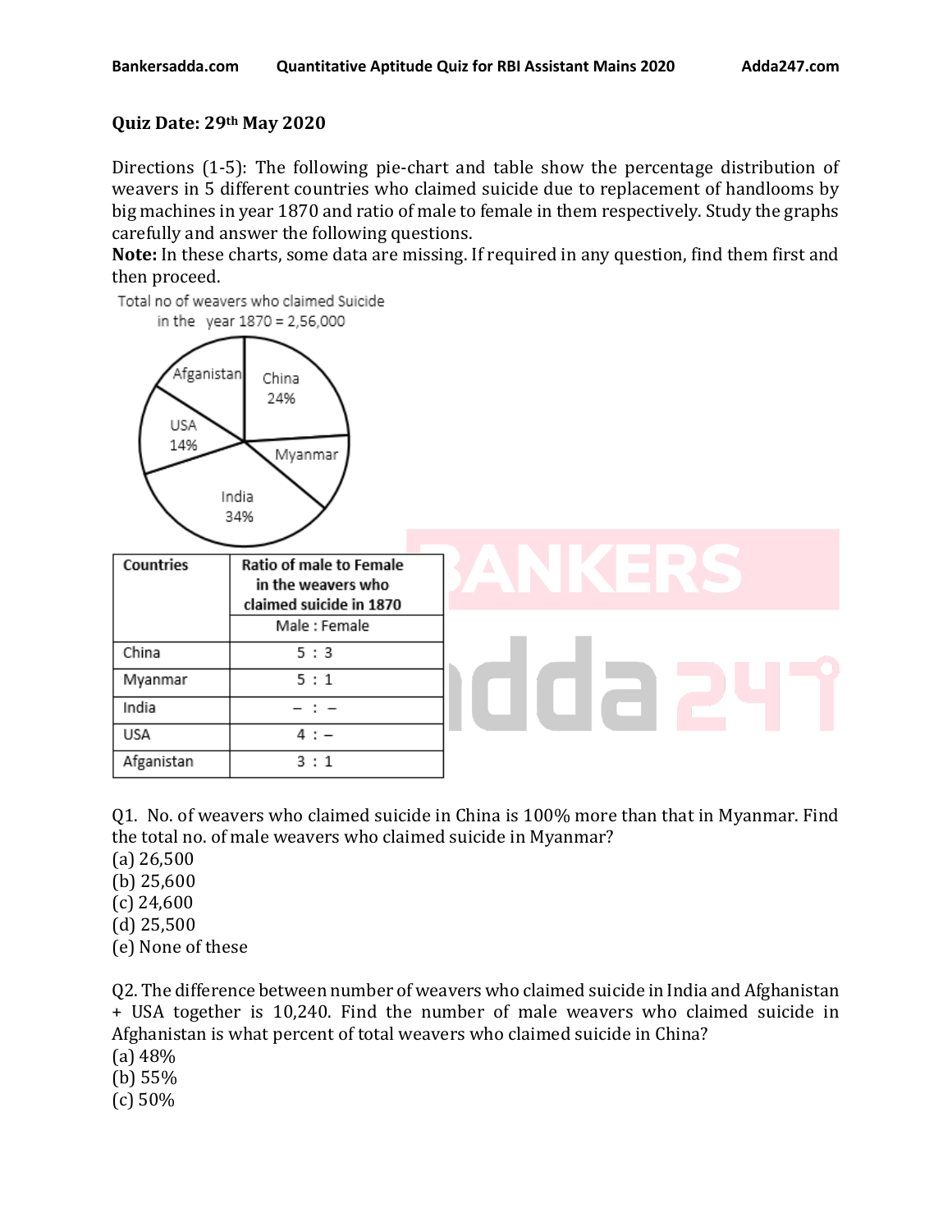**Quiz Date: 29th May 2020**

Directions (1-5): The following pie-chart and table show the percentage distribution of weavers in 5 different countries who claimed suicide due to replacement of handlooms by big machines in year 1870 and ratio of male to female in them respectively. Study the graphs carefully and answer the following questions.

**Note:** In these charts, some data are missing. If required in any question, find them first and then proceed.

Total no of weavers who claimed Suicide in the year 1870 = 2,56,000

Afganistan

China 24%

USA 14%

Myanmar

India 34%

| Countries | Ratio of male to Female in the weavers who claimed suicide in 1870 |
|---|---|
| | Male : Female |
| China | 5 : 3 |
| Myanmar | 5 : 1 |
| India | – : – |
| USA | 4 : – |
| Afganistan | 3 : 1 |

Q1. No. of weavers who claimed suicide in China is 100% more than that in Myanmar. Find the total no. of male weavers who claimed suicide in Myanmar?

(a) 26,500

(b) 25,600

(c) 24,600

(d) 25,500

(e) None of these

Q2. The difference between number of weavers who claimed suicide in India and Afghanistan + USA together is 10,240. Find the number of male weavers who claimed suicide in Afghanistan is what percent of total weavers who claimed suicide in China?

(a) 48%

(b) 55%

(c) 50%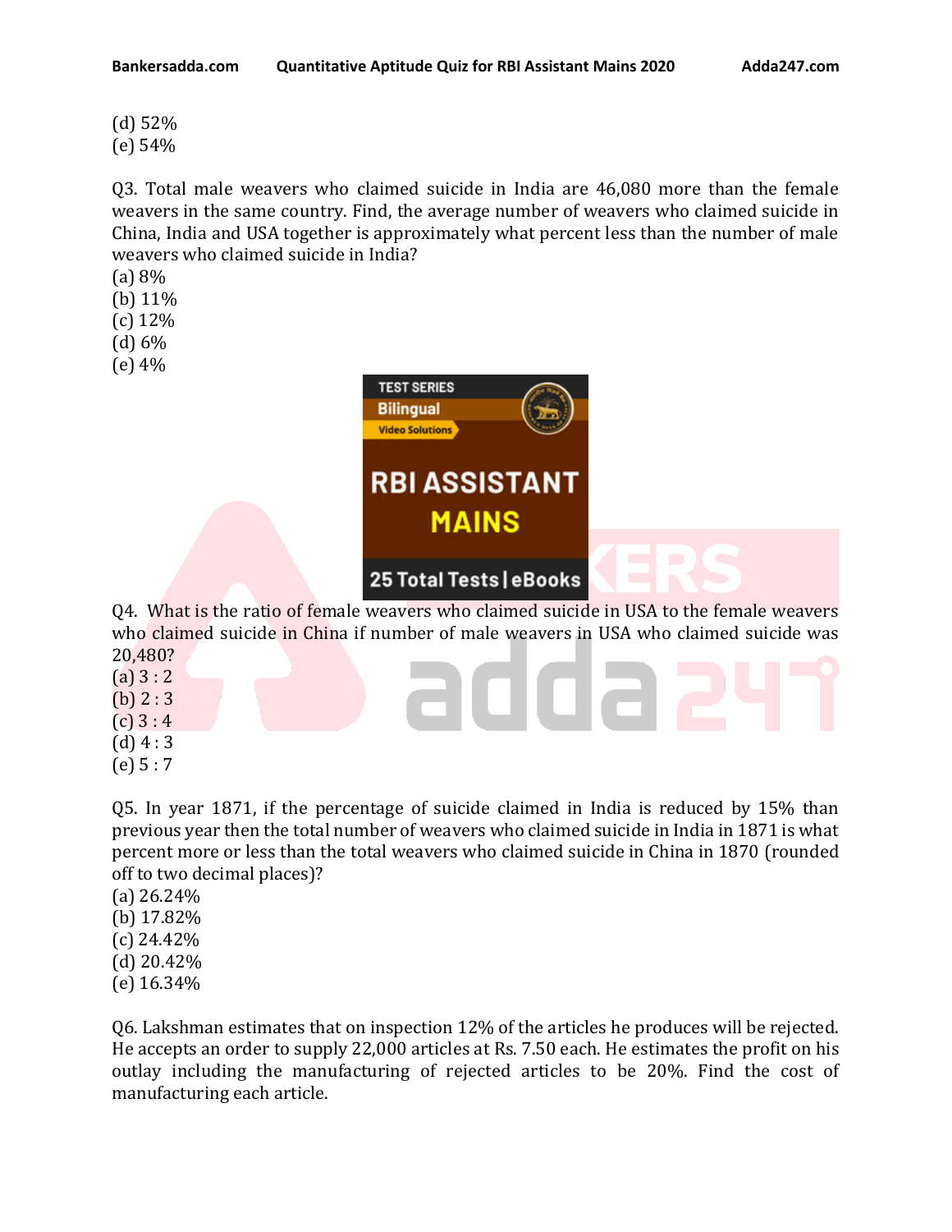(d) 52%
(e) 54%

Q3. Total male weavers who claimed suicide in India are 46,080 more than the female weavers in the same country. Find, the average number of weavers who claimed suicide in China, India and USA together is approximately what percent less than the number of male weavers who claimed suicide in India?
(a) 8%
(b) 11%
(c) 12%
(d) 6%
(e) 4%

Q4. What is the ratio of female weavers who claimed suicide in USA to the female weavers who claimed suicide in China if number of male weavers in USA who claimed suicide was 20,480?
(a) 3 : 2
(b) 2 : 3
(c) 3 : 4
(d) 4 : 3
(e) 5 : 7

Q5. In year 1871, if the percentage of suicide claimed in India is reduced by 15% than previous year then the total number of weavers who claimed suicide in India in 1871 is what percent more or less than the total weavers who claimed suicide in China in 1870 (rounded off to two decimal places)?
(a) 26.24%
(b) 17.82%
(c) 24.42%
(d) 20.42%
(e) 16.34%

Q6. Lakshman estimates that on inspection 12% of the articles he produces will be rejected. He accepts an order to supply 22,000 articles at Rs. 7.50 each. He estimates the profit on his outlay including the manufacturing of rejected articles to be 20%. Find the cost of manufacturing each article.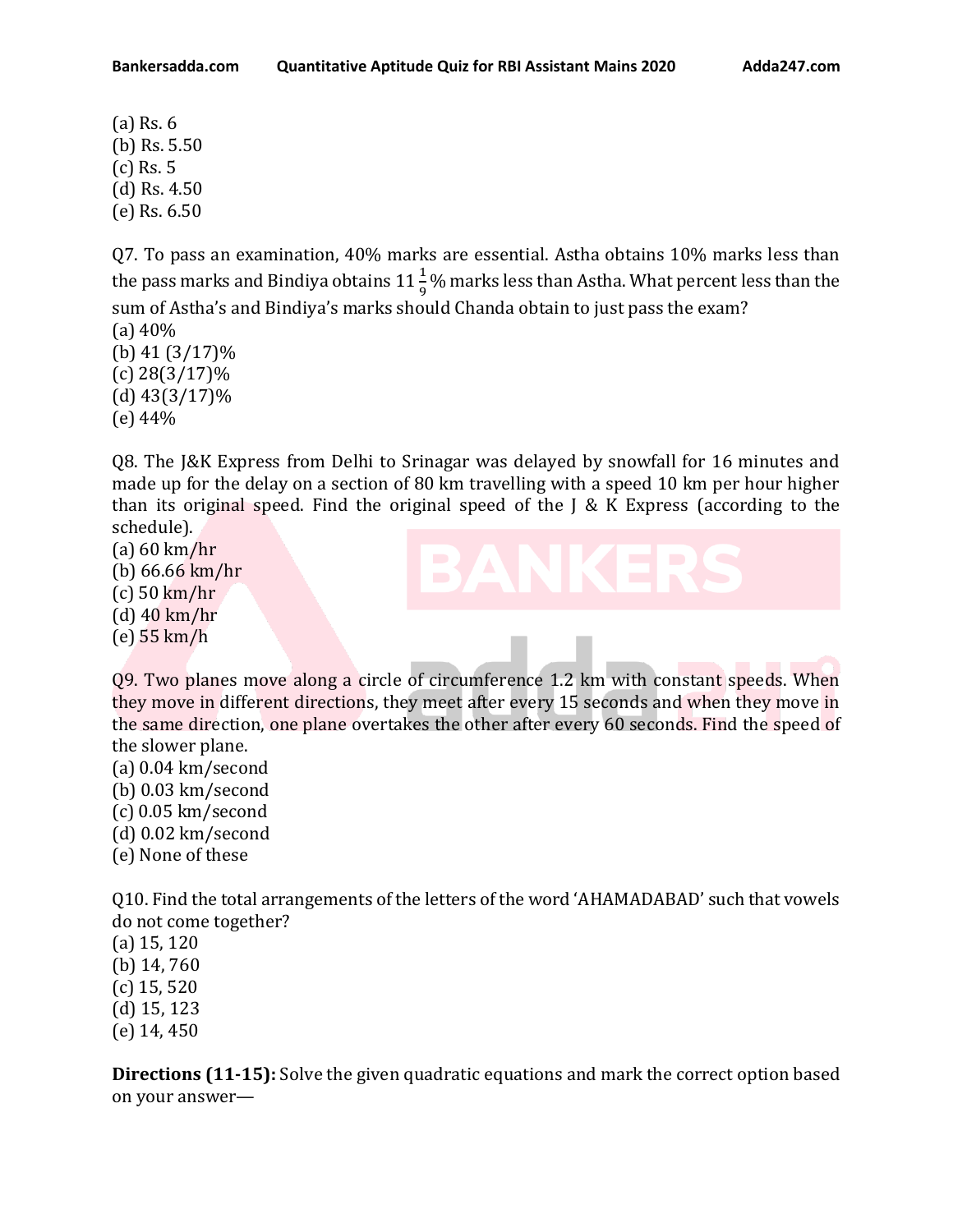(a) Rs. 6
(b) Rs. 5.50
(c) Rs. 5
(d) Rs. 4.50
(e) Rs. 6.50

Q7. To pass an examination, 40% marks are essential. Astha obtains 10% marks less than the pass marks and Bindiya obtains $11\frac{1}{9}$% marks less than Astha. What percent less than the sum of Astha's and Bindiya's marks should Chanda obtain to just pass the exam?
(a) 40%
(b) 41 (3/17)%
(c) 28(3/17)%
(d) 43(3/17)%
(e) 44%

Q8. The J&K Express from Delhi to Srinagar was delayed by snowfall for 16 minutes and made up for the delay on a section of 80 km travelling with a speed 10 km per hour higher than its original speed. Find the original speed of the J & K Express (according to the schedule).
(a) 60 km/hr
(b) 66.66 km/hr
(c) 50 km/hr
(d) 40 km/hr
(e) 55 km/h

Q9. Two planes move along a circle of circumference 1.2 km with constant speeds. When they move in different directions, they meet after every 15 seconds and when they move in the same direction, one plane overtakes the other after every 60 seconds. Find the speed of the slower plane.
(a) 0.04 km/second
(b) 0.03 km/second
(c) 0.05 km/second
(d) 0.02 km/second
(e) None of these

Q10. Find the total arrangements of the letters of the word 'AHAMADABAD' such that vowels do not come together?
(a) 15, 120
(b) 14, 760
(c) 15, 520
(d) 15, 123
(e) 14, 450

**Directions (11-15):** Solve the given quadratic equations and mark the correct option based on your answer—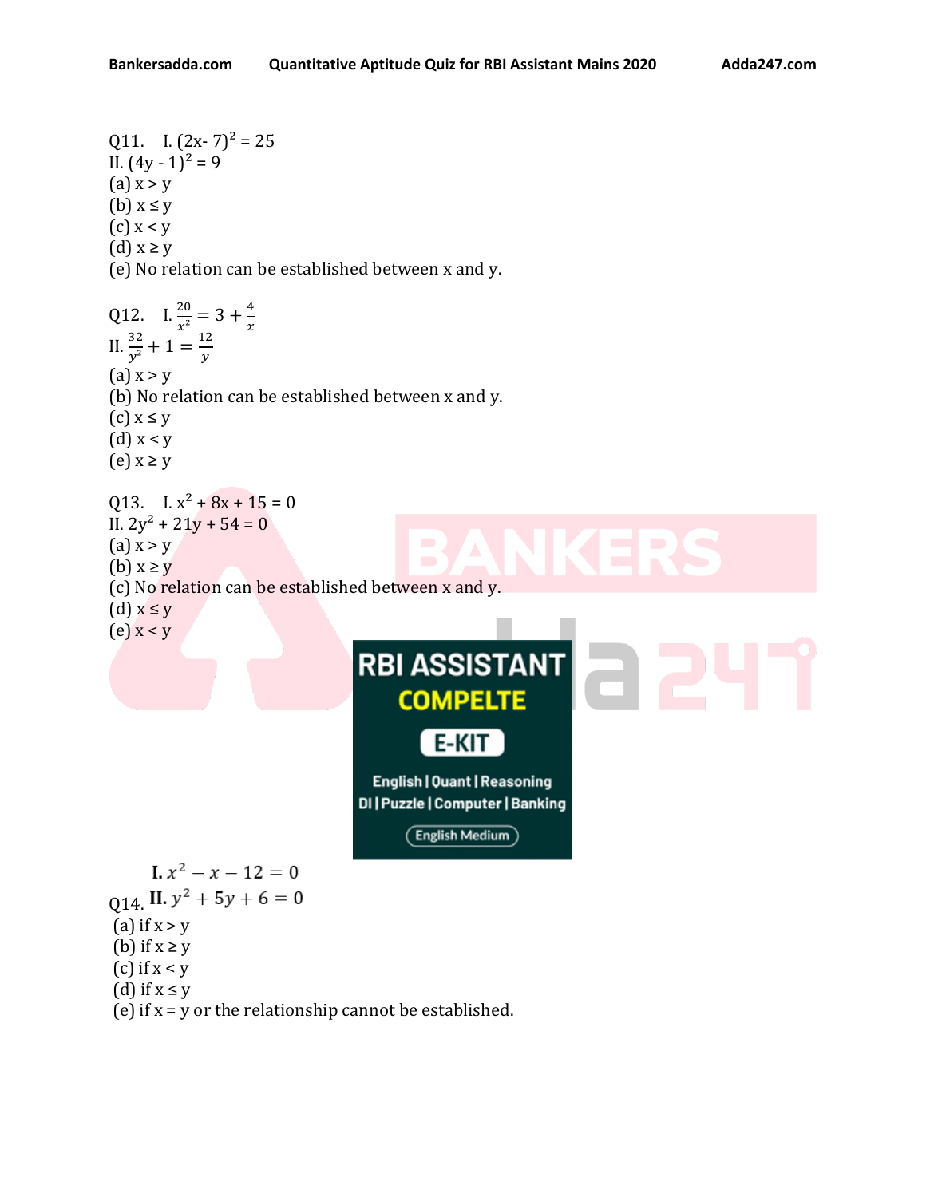Q11. I. $(2x - 7)^2 = 25$
II. $(4y - 1)^2 = 9$
(a) x > y
(b) x ≤ y
(c) x < y
(d) x ≥ y
(e) No relation can be established between x and y.

Q12. I. $\frac{20}{x^2} = 3 + \frac{4}{x}$
II. $\frac{32}{y^2} + 1 = \frac{12}{y}$
(a) x > y
(b) No relation can be established between x and y.
(c) x ≤ y
(d) x < y
(e) x ≥ y

Q13. I. $x^2 + 8x + 15 = 0$
II. $2y^2 + 21y + 54 = 0$
(a) x > y
(b) x ≥ y
(c) No relation can be established between x and y.
(d) x ≤ y
(e) x < y

Q14. **I.** $x^2 - x - 12 = 0$
**II.** $y^2 + 5y + 6 = 0$
(a) if x > y
(b) if x ≥ y
(c) if x < y
(d) if x ≤ y
(e) if x = y or the relationship cannot be established.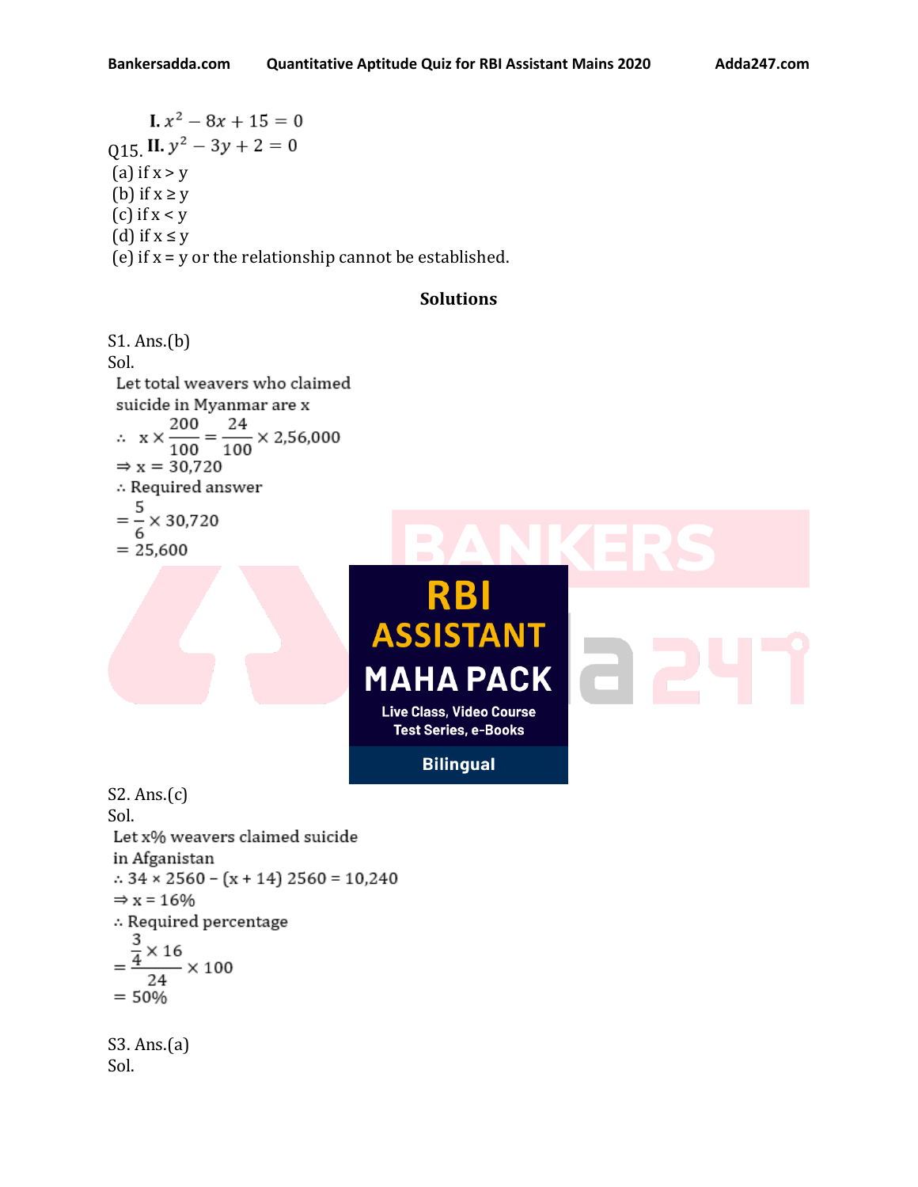Q15. I. $x^2 - 8x + 15 = 0$

II. $y^2 - 3y + 2 = 0$

(a) if x > y
(b) if x ≥ y
(c) if x < y
(d) if x ≤ y
(e) if x = y or the relationship cannot be established.

## Solutions

S1. Ans.(b)
Sol.

Let total weavers who claimed suicide in Myanmar are x

$\therefore \quad x \times \frac{200}{100} = \frac{24}{100} \times 2,56,000$

$\Rightarrow x = 30,720$

∴ Required answer

$= \frac{5}{6} \times 30,720$

$= 25,600$

S2. Ans.(c)
Sol.

Let x% weavers claimed suicide in Afganistan

$\therefore 34 \times 2560 - (x + 14)\ 2560 = 10,240$

$\Rightarrow x = 16\%$

∴ Required percentage

$= \frac{\frac{3}{4} \times 16}{24} \times 100$

$= 50\%$

S3. Ans.(a)
Sol.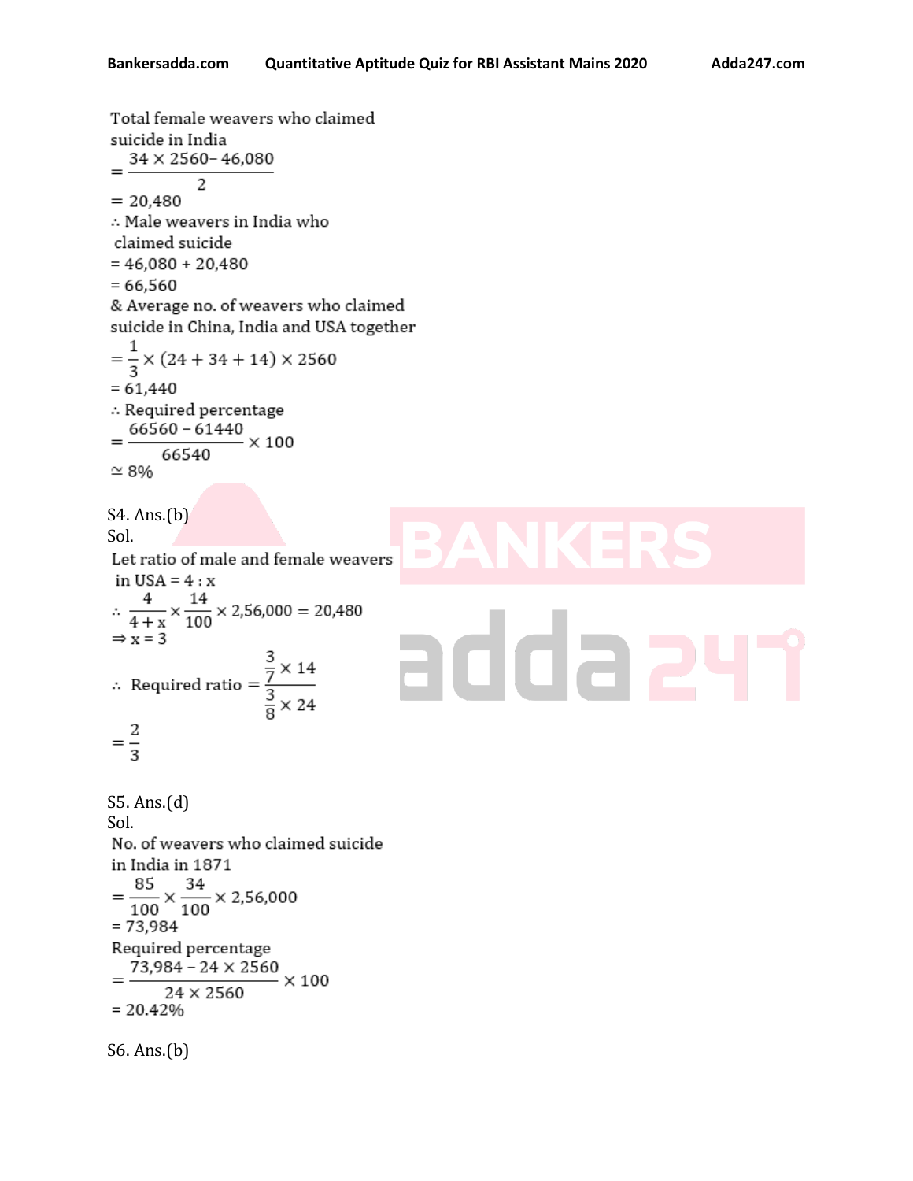Total female weavers who claimed suicide in India

$= \frac{34 \times 2560 - 46,080}{2}$

$= 20,480$

∴ Male weavers in India who claimed suicide

$= 46,080 + 20,480$

$= 66,560$

& Average no. of weavers who claimed suicide in China, India and USA together

$= \frac{1}{3} \times (24 + 34 + 14) \times 2560$

$= 61,440$

∴ Required percentage

$= \frac{66560 - 61440}{66540} \times 100$

$\simeq 8\%$

S4. Ans.(b)

Sol.

Let ratio of male and female weavers in USA = 4 : x

$\therefore \frac{4}{4+x} \times \frac{14}{100} \times 2,56,000 = 20,480$

$\Rightarrow x = 3$

$\therefore$ Required ratio $= \frac{\frac{3}{7} \times 14}{\frac{3}{8} \times 24}$

$= \frac{2}{3}$

S5. Ans.(d)

Sol.

No. of weavers who claimed suicide in India in 1871

$= \frac{85}{100} \times \frac{34}{100} \times 2,56,000$

$= 73,984$

Required percentage

$= \frac{73,984 - 24 \times 2560}{24 \times 2560} \times 100$

$= 20.42\%$

S6. Ans.(b)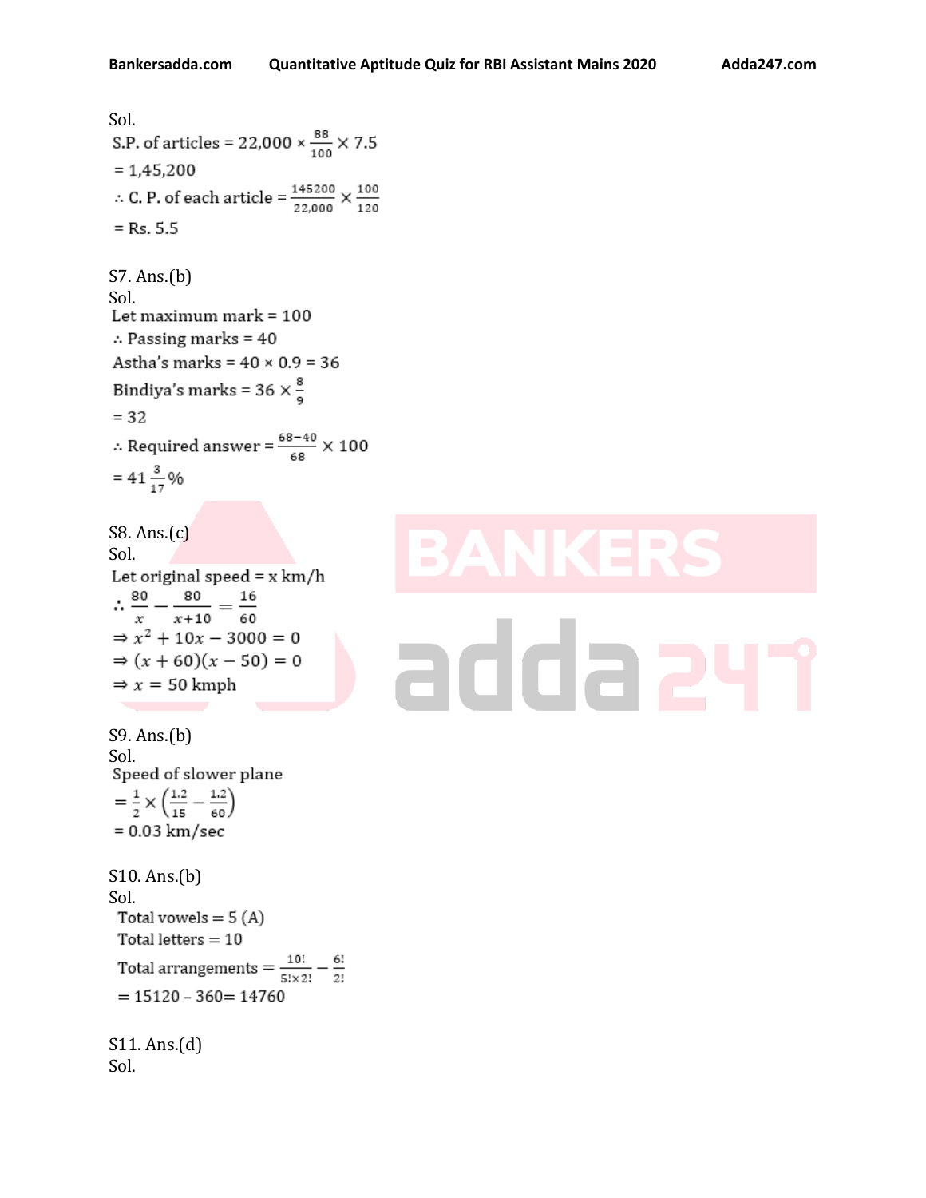Sol.

S.P. of articles = $22,000 \times \frac{88}{100} \times 7.5$

= 1,45,200

$\therefore$ C. P. of each article = $\frac{145200}{22,000} \times \frac{100}{120}$

= Rs. 5.5

S7. Ans.(b)

Sol.

Let maximum mark = 100

$\therefore$ Passing marks = 40

Astha's marks = 40 × 0.9 = 36

Bindiya's marks = $36 \times \frac{8}{9}$

= 32

$\therefore$ Required answer = $\frac{68-40}{68} \times 100$

= $41\frac{3}{17}\%$

S8. Ans.(c)

Sol.

Let original speed = x km/h

$$\therefore \frac{80}{x} - \frac{80}{x+10} = \frac{16}{60}$$

$$\Rightarrow x^2 + 10x - 3000 = 0$$

$$\Rightarrow (x+60)(x-50) = 0$$

$$\Rightarrow x = 50 \text{ kmph}$$

S9. Ans.(b)

Sol.

Speed of slower plane

$$= \frac{1}{2} \times \left(\frac{1.2}{15} - \frac{1.2}{60}\right)$$

= 0.03 km/sec

S10. Ans.(b)

Sol.

Total vowels = 5 (A)

Total letters = 10

Total arrangements = $\frac{10!}{5! \times 2!} - \frac{6!}{2!}$

= 15120 – 360= 14760

S11. Ans.(d)

Sol.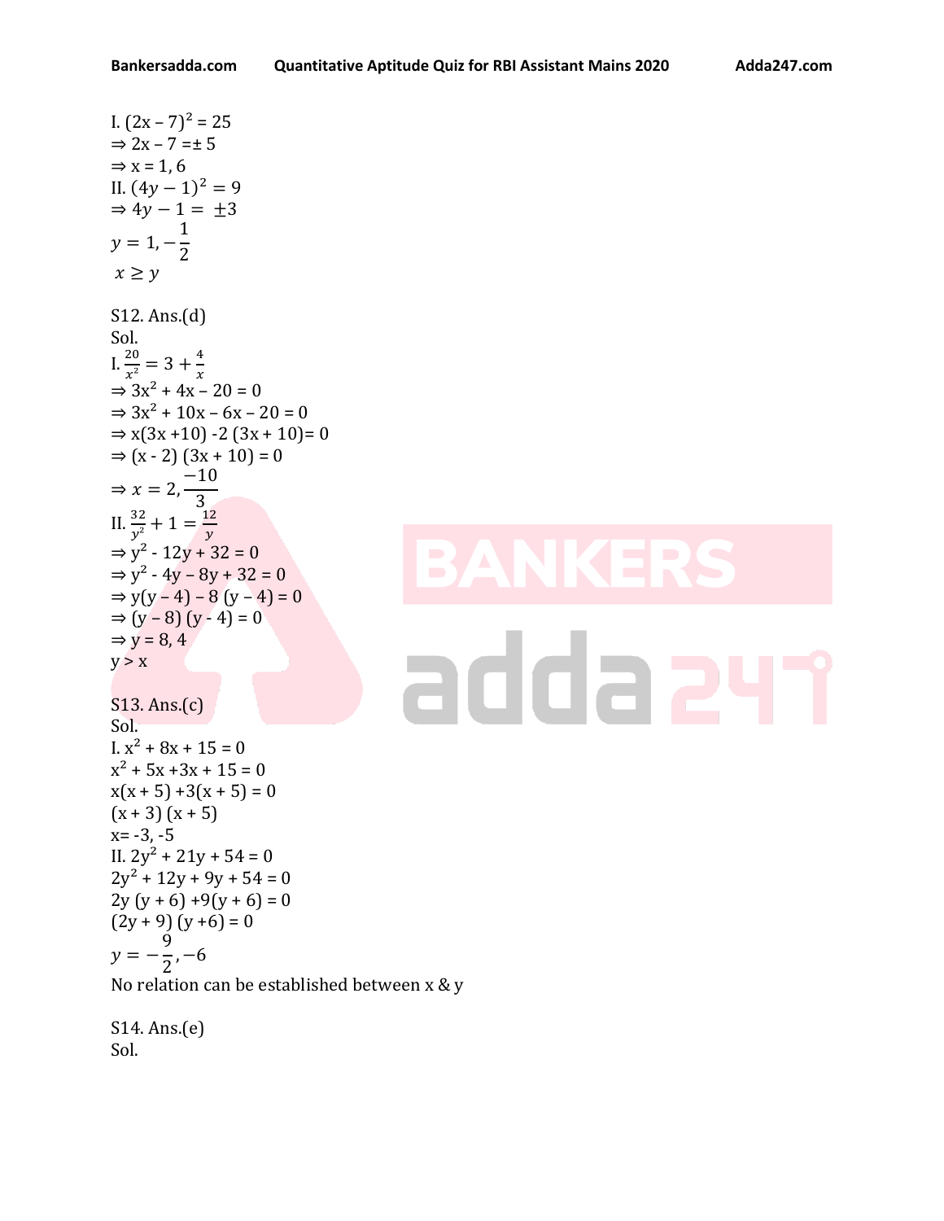I. $(2x - 7)^2 = 25$

$\Rightarrow 2x - 7 = \pm 5$

$\Rightarrow x = 1, 6$

II. $(4y - 1)^2 = 9$

$\Rightarrow 4y - 1 = \pm 3$

$y = 1, -\frac{1}{2}$

$x \geq y$

S12. Ans.(d)

Sol.

I. $\frac{20}{x^2} = 3 + \frac{4}{x}$

$\Rightarrow 3x^2 + 4x - 20 = 0$

$\Rightarrow 3x^2 + 10x - 6x - 20 = 0$

$\Rightarrow x(3x + 10) - 2(3x + 10) = 0$

$\Rightarrow (x - 2)(3x + 10) = 0$

$\Rightarrow x = 2, \frac{-10}{3}$

II. $\frac{32}{y^2} + 1 = \frac{12}{y}$

$\Rightarrow y^2 - 12y + 32 = 0$

$\Rightarrow y^2 - 4y - 8y + 32 = 0$

$\Rightarrow y(y - 4) - 8(y - 4) = 0$

$\Rightarrow (y - 8)(y - 4) = 0$

$\Rightarrow y = 8, 4$

$y > x$

S13. Ans.(c)

Sol.

I. $x^2 + 8x + 15 = 0$

$x^2 + 5x + 3x + 15 = 0$

$x(x + 5) + 3(x + 5) = 0$

$(x + 3)(x + 5)$

$x = -3, -5$

II. $2y^2 + 21y + 54 = 0$

$2y^2 + 12y + 9y + 54 = 0$

$2y(y + 6) + 9(y + 6) = 0$

$(2y + 9)(y + 6) = 0$

$y = -\frac{9}{2}, -6$

No relation can be established between x & y

S14. Ans.(e)

Sol.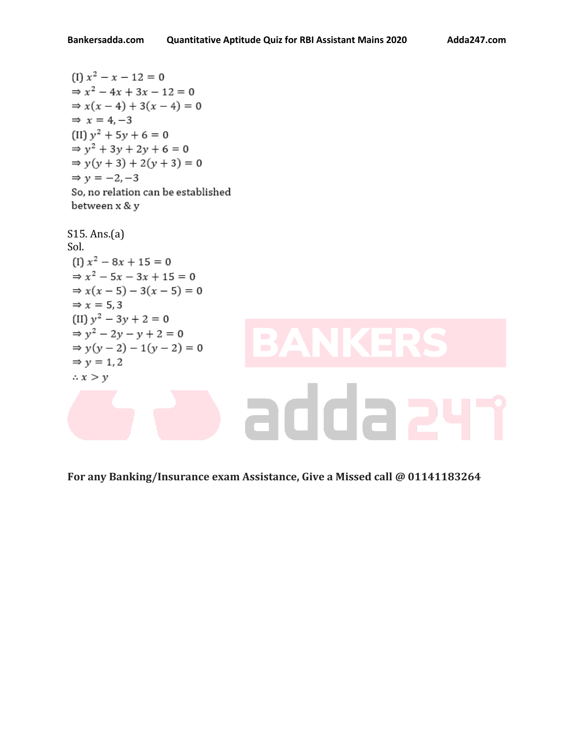(I) $x^2 - x - 12 = 0$
$\Rightarrow x^2 - 4x + 3x - 12 = 0$
$\Rightarrow x(x-4) + 3(x-4) = 0$
$\Rightarrow x = 4, -3$
(II) $y^2 + 5y + 6 = 0$
$\Rightarrow y^2 + 3y + 2y + 6 = 0$
$\Rightarrow y(y+3) + 2(y+3) = 0$
$\Rightarrow y = -2, -3$
So, no relation can be established between x & y

S15. Ans.(a)
Sol.
(I) $x^2 - 8x + 15 = 0$
$\Rightarrow x^2 - 5x - 3x + 15 = 0$
$\Rightarrow x(x-5) - 3(x-5) = 0$
$\Rightarrow x = 5, 3$
(II) $y^2 - 3y + 2 = 0$
$\Rightarrow y^2 - 2y - y + 2 = 0$
$\Rightarrow y(y-2) - 1(y-2) = 0$
$\Rightarrow y = 1, 2$
$\therefore x > y$

**For any Banking/Insurance exam Assistance, Give a Missed call @ 01141183264**